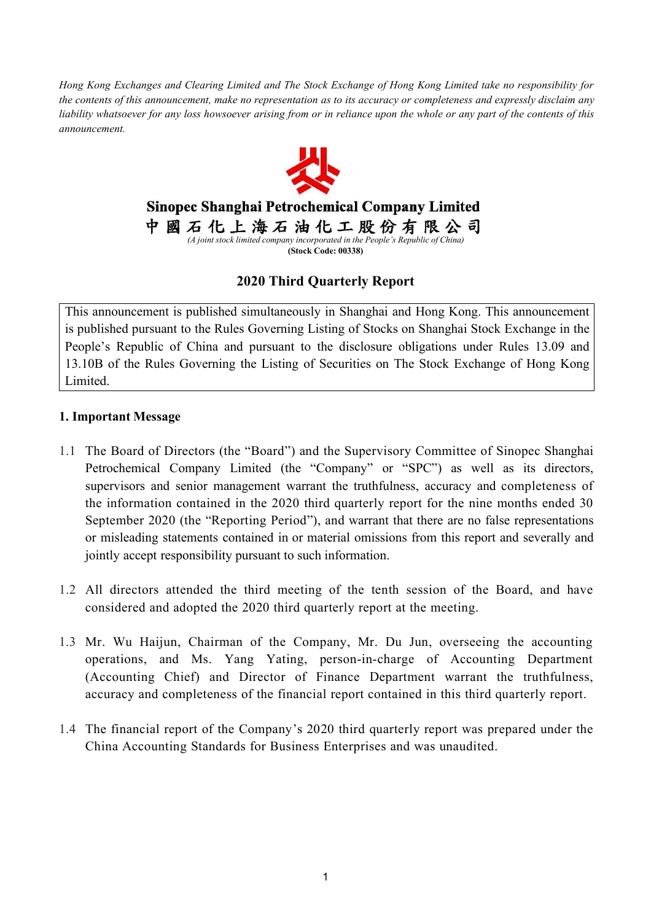*Hong Kong Exchanges and Clearing Limited and The Stock Exchange of Hong Kong Limited take no responsibility for the contents of this announcement, make no representation as to its accuracy or completeness and expressly disclaim any liability whatsoever for any loss howsoever arising from or in reliance upon the whole or any part of the contents of this announcement.*

**Sinopec Shanghai Petrochemical Company Limited**

**中國石化上海石油化工股份有限公司**

*(A joint stock limited company incorporated in the People's Republic of China)*

**(Stock Code: 00338)**

## 2020 Third Quarterly Report

This announcement is published simultaneously in Shanghai and Hong Kong. This announcement is published pursuant to the Rules Governing Listing of Stocks on Shanghai Stock Exchange in the People's Republic of China and pursuant to the disclosure obligations under Rules 13.09 and 13.10B of the Rules Governing the Listing of Securities on The Stock Exchange of Hong Kong Limited.

### 1. Important Message

1.1 The Board of Directors (the "Board") and the Supervisory Committee of Sinopec Shanghai Petrochemical Company Limited (the "Company" or "SPC") as well as its directors, supervisors and senior management warrant the truthfulness, accuracy and completeness of the information contained in the 2020 third quarterly report for the nine months ended 30 September 2020 (the "Reporting Period"), and warrant that there are no false representations or misleading statements contained in or material omissions from this report and severally and jointly accept responsibility pursuant to such information.

1.2 All directors attended the third meeting of the tenth session of the Board, and have considered and adopted the 2020 third quarterly report at the meeting.

1.3 Mr. Wu Haijun, Chairman of the Company, Mr. Du Jun, overseeing the accounting operations, and Ms. Yang Yating, person-in-charge of Accounting Department (Accounting Chief) and Director of Finance Department warrant the truthfulness, accuracy and completeness of the financial report contained in this third quarterly report.

1.4 The financial report of the Company's 2020 third quarterly report was prepared under the China Accounting Standards for Business Enterprises and was unaudited.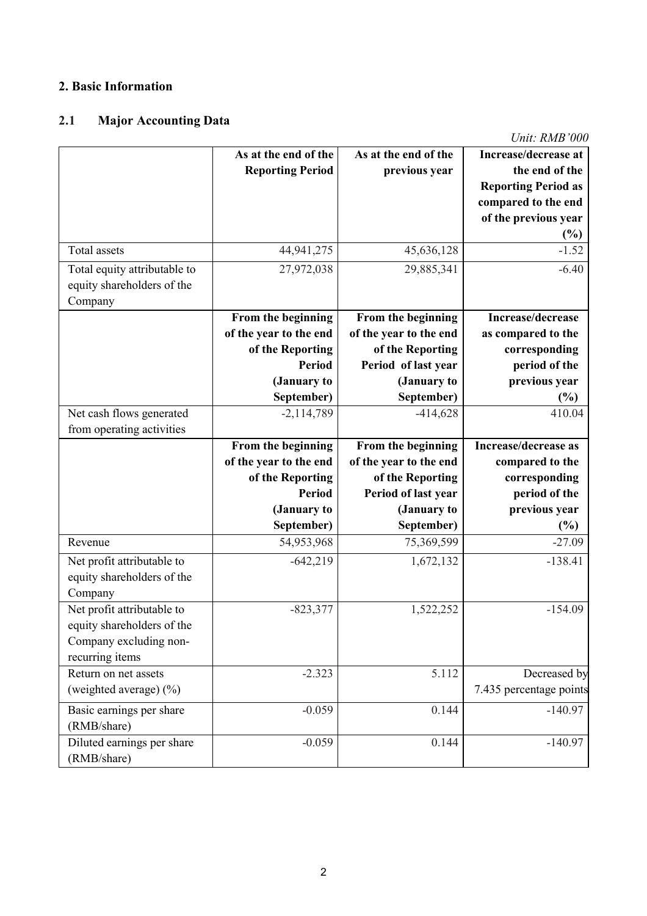## 2. Basic Information

### 2.1 Major Accounting Data

*Unit: RMB'000*

| | As at the end of the Reporting Period | As at the end of the previous year | Increase/decrease at the end of the Reporting Period as compared to the end of the previous year (%) |
|---|---|---|---|
| Total assets | 44,941,275 | 45,636,128 | -1.52 |
| Total equity attributable to equity shareholders of the Company | 27,972,038 | 29,885,341 | -6.40 |
| | **From the beginning of the year to the end of the Reporting Period (January to September)** | **From the beginning of the year to the end of the Reporting Period of last year (January to September)** | **Increase/decrease as compared to the corresponding period of the previous year (%)** |
| Net cash flows generated from operating activities | -2,114,789 | -414,628 | 410.04 |
| | **From the beginning of the year to the end of the Reporting Period (January to September)** | **From the beginning of the year to the end of the Reporting Period of last year (January to September)** | **Increase/decrease as compared to the corresponding period of the previous year (%)** |
| Revenue | 54,953,968 | 75,369,599 | -27.09 |
| Net profit attributable to equity shareholders of the Company | -642,219 | 1,672,132 | -138.41 |
| Net profit attributable to equity shareholders of the Company excluding non-recurring items | -823,377 | 1,522,252 | -154.09 |
| Return on net assets (weighted average) (%) | -2.323 | 5.112 | Decreased by 7.435 percentage points |
| Basic earnings per share (RMB/share) | -0.059 | 0.144 | -140.97 |
| Diluted earnings per share (RMB/share) | -0.059 | 0.144 | -140.97 |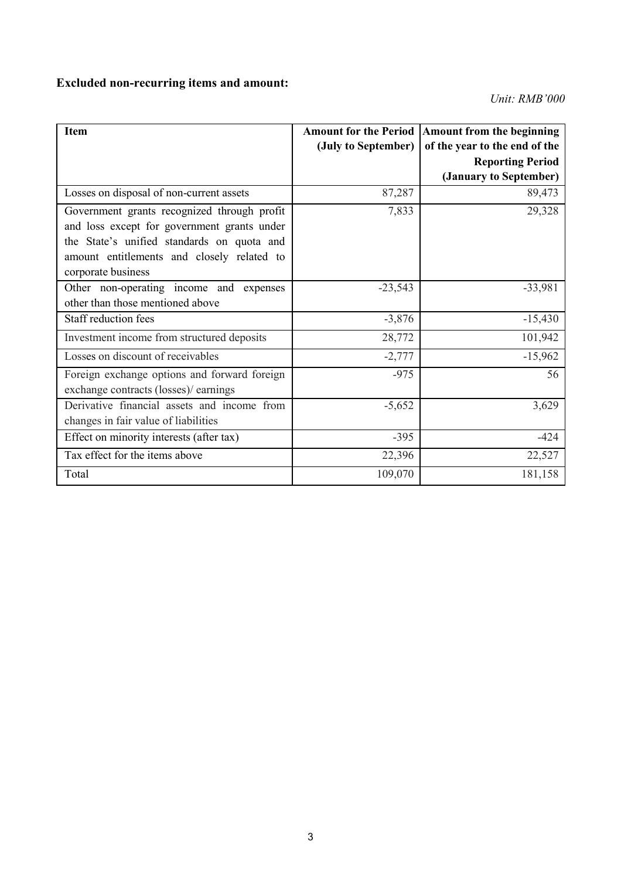**Excluded non-recurring items and amount:**

*Unit: RMB'000*

| Item | Amount for the Period (July to September) | Amount from the beginning of the year to the end of the Reporting Period (January to September) |
|---|---|---|
| Losses on disposal of non-current assets | 87,287 | 89,473 |
| Government grants recognized through profit and loss except for government grants under the State's unified standards on quota and amount entitlements and closely related to corporate business | 7,833 | 29,328 |
| Other non-operating income and expenses other than those mentioned above | -23,543 | -33,981 |
| Staff reduction fees | -3,876 | -15,430 |
| Investment income from structured deposits | 28,772 | 101,942 |
| Losses on discount of receivables | -2,777 | -15,962 |
| Foreign exchange options and forward foreign exchange contracts (losses)/ earnings | -975 | 56 |
| Derivative financial assets and income from changes in fair value of liabilities | -5,652 | 3,629 |
| Effect on minority interests (after tax) | -395 | -424 |
| Tax effect for the items above | 22,396 | 22,527 |
| Total | 109,070 | 181,158 |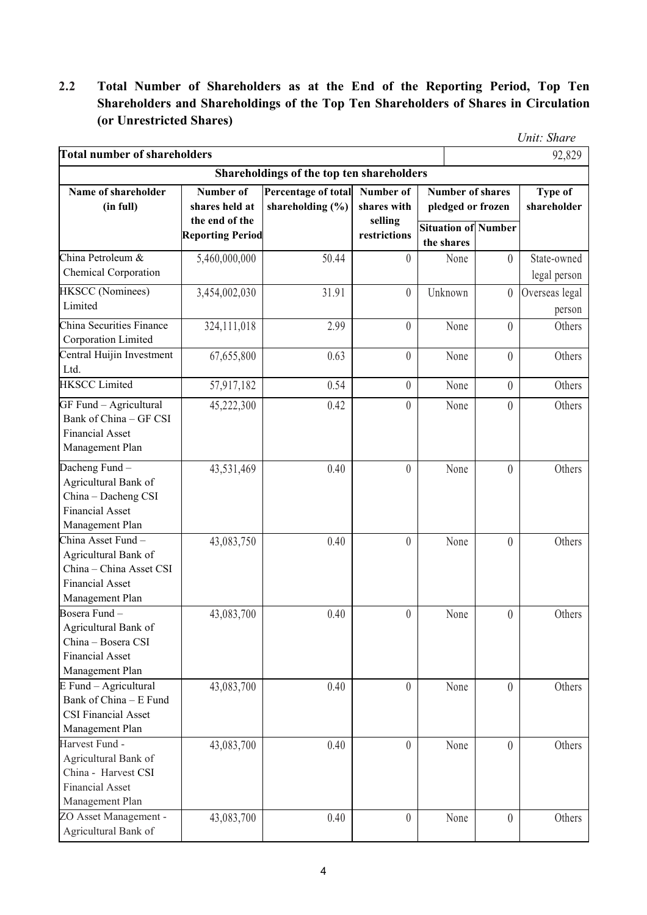## 2.2 Total Number of Shareholders as at the End of the Reporting Period, Top Ten Shareholders and Shareholdings of the Top Ten Shareholders of Shares in Circulation (or Unrestricted Shares)

*Unit: Share*

| Total number of shareholders | | | | | | 92,829 |
|---|---|---|---|---|---|---|
| **Shareholdings of the top ten shareholders** | | | | | | |
| **Name of shareholder (in full)** | **Number of shares held at the end of the Reporting Period** | **Percentage of total shareholding (%)** | **Number of shares with selling restrictions** | **Number of shares pledged or frozen** | | **Type of shareholder** |
| | | | | **Situation of the shares** | **Number** | |
| China Petroleum & Chemical Corporation | 5,460,000,000 | 50.44 | 0 | None | 0 | State-owned legal person |
| HKSCC (Nominees) Limited | 3,454,002,030 | 31.91 | 0 | Unknown | 0 | Overseas legal person |
| China Securities Finance Corporation Limited | 324,111,018 | 2.99 | 0 | None | 0 | Others |
| Central Huijin Investment Ltd. | 67,655,800 | 0.63 | 0 | None | 0 | Others |
| HKSCC Limited | 57,917,182 | 0.54 | 0 | None | 0 | Others |
| GF Fund – Agricultural Bank of China – GF CSI Financial Asset Management Plan | 45,222,300 | 0.42 | 0 | None | 0 | Others |
| Dacheng Fund – Agricultural Bank of China – Dacheng CSI Financial Asset Management Plan | 43,531,469 | 0.40 | 0 | None | 0 | Others |
| China Asset Fund – Agricultural Bank of China – China Asset CSI Financial Asset Management Plan | 43,083,750 | 0.40 | 0 | None | 0 | Others |
| Bosera Fund – Agricultural Bank of China – Bosera CSI Financial Asset Management Plan | 43,083,700 | 0.40 | 0 | None | 0 | Others |
| E Fund – Agricultural Bank of China – E Fund CSI Financial Asset Management Plan | 43,083,700 | 0.40 | 0 | None | 0 | Others |
| Harvest Fund - Agricultural Bank of China - Harvest CSI Financial Asset Management Plan | 43,083,700 | 0.40 | 0 | None | 0 | Others |
| ZO Asset Management - Agricultural Bank of | 43,083,700 | 0.40 | 0 | None | 0 | Others |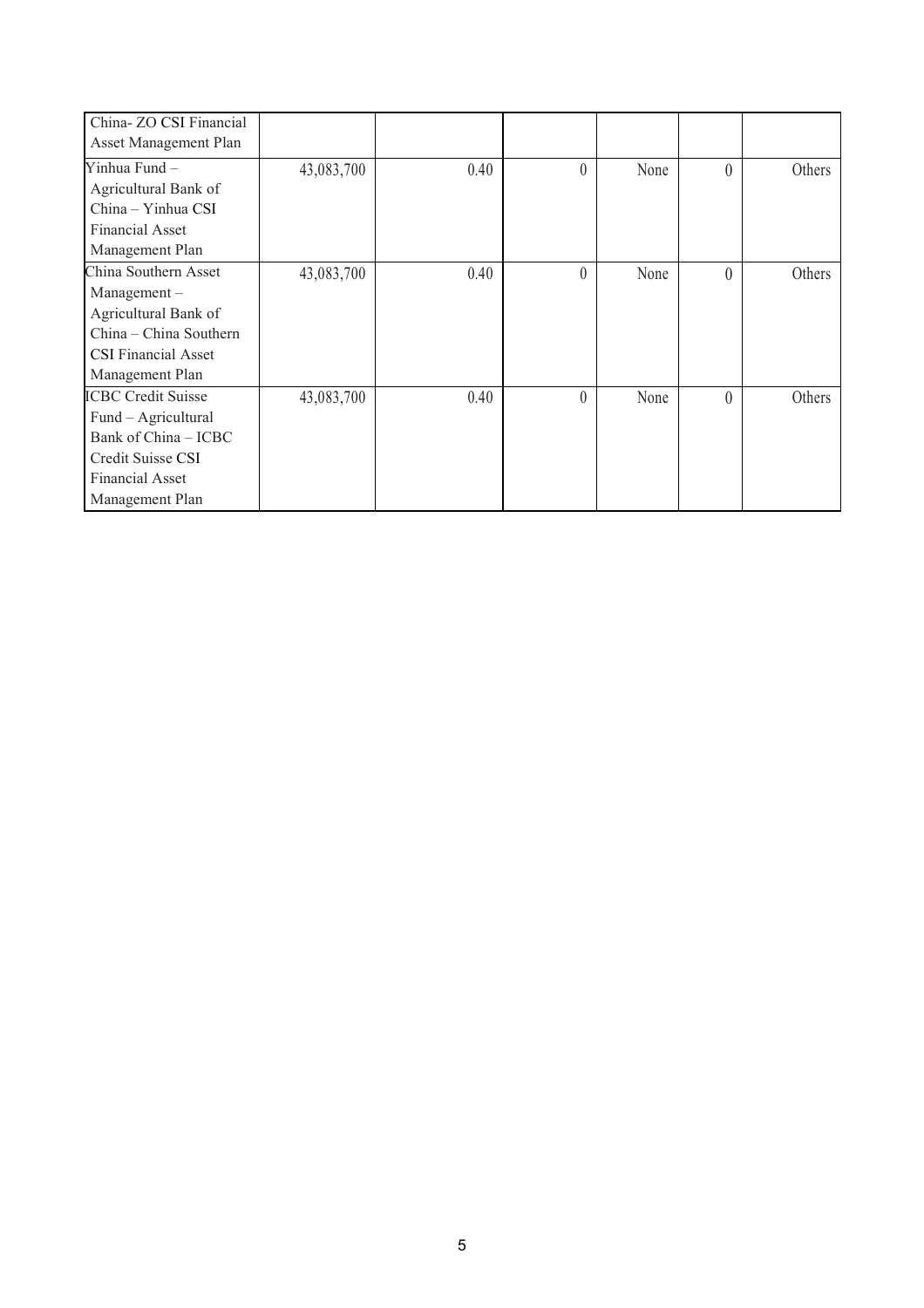| | | | | | | |
|---|---|---|---|---|---|---|
| China- ZO CSI Financial Asset Management Plan | | | | | | |
| Yinhua Fund – Agricultural Bank of China – Yinhua CSI Financial Asset Management Plan | 43,083,700 | 0.40 | 0 | None | 0 | Others |
| China Southern Asset Management – Agricultural Bank of China – China Southern CSI Financial Asset Management Plan | 43,083,700 | 0.40 | 0 | None | 0 | Others |
| ICBC Credit Suisse Fund – Agricultural Bank of China – ICBC Credit Suisse CSI Financial Asset Management Plan | 43,083,700 | 0.40 | 0 | None | 0 | Others |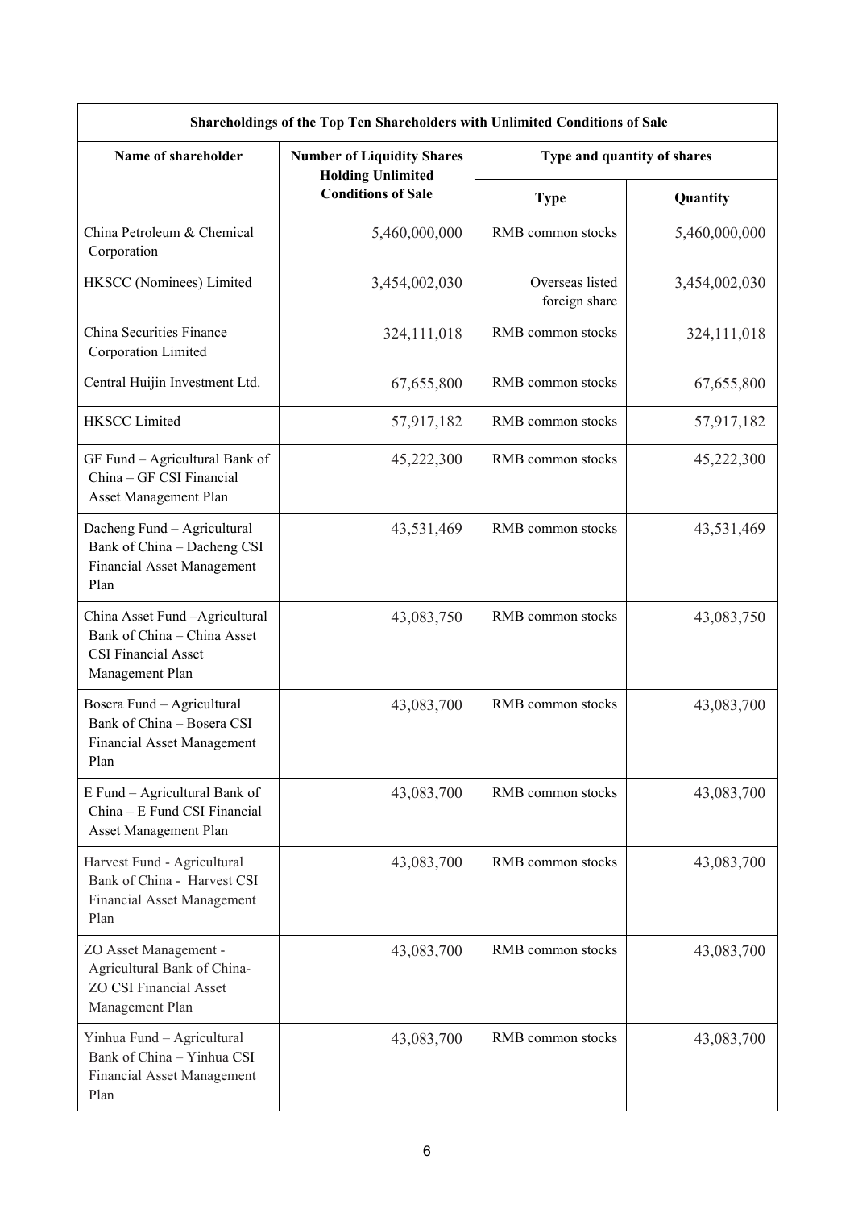| Shareholdings of the Top Ten Shareholders with Unlimited Conditions of Sale | | | |
|---|---|---|---|
| **Name of shareholder** | **Number of Liquidity Shares Holding Unlimited Conditions of Sale** | **Type and quantity of shares** | |
| | | **Type** | **Quantity** |
| China Petroleum & Chemical Corporation | 5,460,000,000 | RMB common stocks | 5,460,000,000 |
| HKSCC (Nominees) Limited | 3,454,002,030 | Overseas listed foreign share | 3,454,002,030 |
| China Securities Finance Corporation Limited | 324,111,018 | RMB common stocks | 324,111,018 |
| Central Huijin Investment Ltd. | 67,655,800 | RMB common stocks | 67,655,800 |
| HKSCC Limited | 57,917,182 | RMB common stocks | 57,917,182 |
| GF Fund – Agricultural Bank of China – GF CSI Financial Asset Management Plan | 45,222,300 | RMB common stocks | 45,222,300 |
| Dacheng Fund – Agricultural Bank of China – Dacheng CSI Financial Asset Management Plan | 43,531,469 | RMB common stocks | 43,531,469 |
| China Asset Fund –Agricultural Bank of China – China Asset CSI Financial Asset Management Plan | 43,083,750 | RMB common stocks | 43,083,750 |
| Bosera Fund – Agricultural Bank of China – Bosera CSI Financial Asset Management Plan | 43,083,700 | RMB common stocks | 43,083,700 |
| E Fund – Agricultural Bank of China – E Fund CSI Financial Asset Management Plan | 43,083,700 | RMB common stocks | 43,083,700 |
| Harvest Fund - Agricultural Bank of China - Harvest CSI Financial Asset Management Plan | 43,083,700 | RMB common stocks | 43,083,700 |
| ZO Asset Management - Agricultural Bank of China- ZO CSI Financial Asset Management Plan | 43,083,700 | RMB common stocks | 43,083,700 |
| Yinhua Fund – Agricultural Bank of China – Yinhua CSI Financial Asset Management Plan | 43,083,700 | RMB common stocks | 43,083,700 |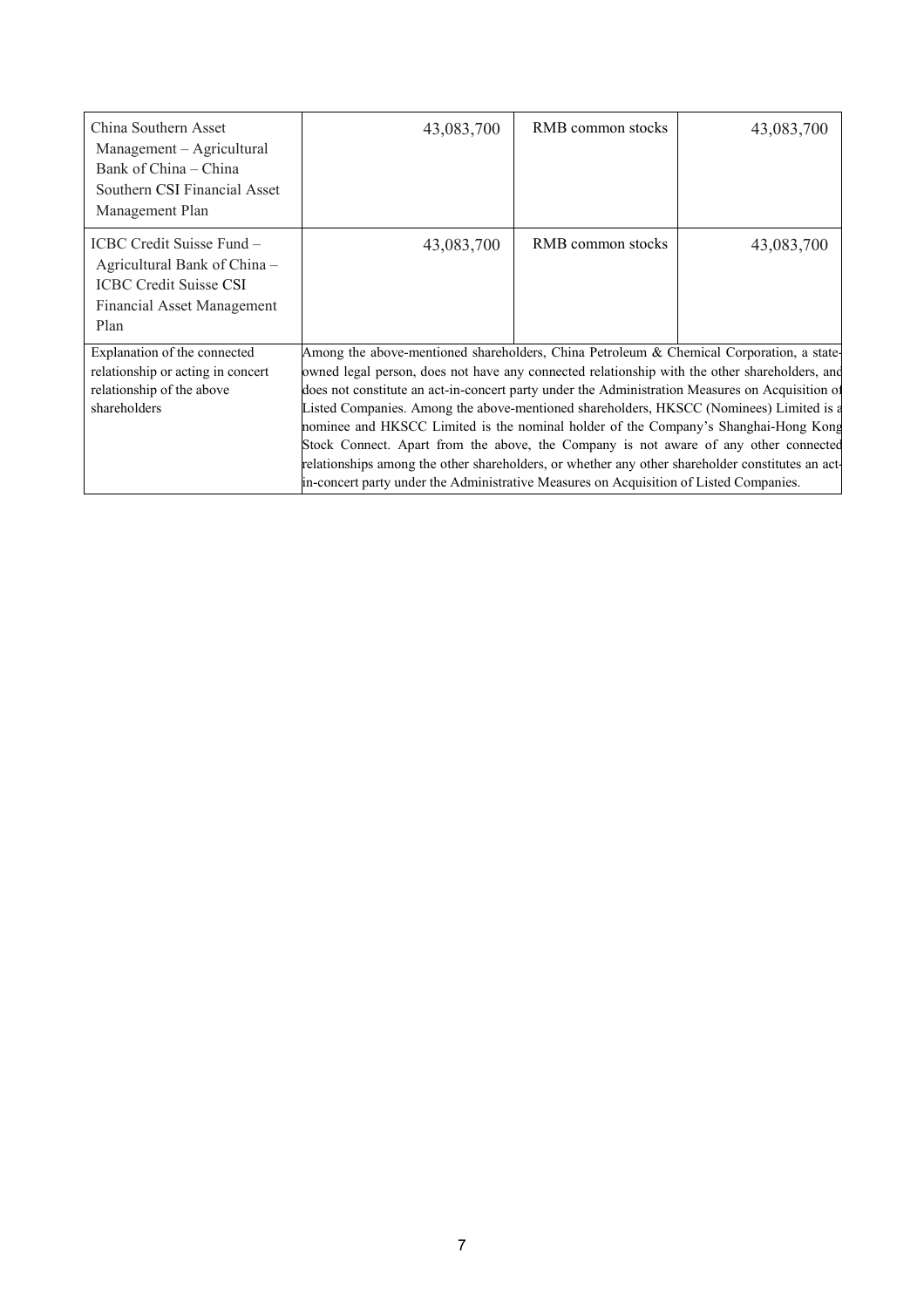| | | | |
|---|---|---|---|
| China Southern Asset Management – Agricultural Bank of China – China Southern CSI Financial Asset Management Plan | 43,083,700 | RMB common stocks | 43,083,700 |
| ICBC Credit Suisse Fund – Agricultural Bank of China – ICBC Credit Suisse CSI Financial Asset Management Plan | 43,083,700 | RMB common stocks | 43,083,700 |
| Explanation of the connected relationship or acting in concert relationship of the above shareholders | Among the above-mentioned shareholders, China Petroleum & Chemical Corporation, a state-owned legal person, does not have any connected relationship with the other shareholders, and does not constitute an act-in-concert party under the Administration Measures on Acquisition of Listed Companies. Among the above-mentioned shareholders, HKSCC (Nominees) Limited is a nominee and HKSCC Limited is the nominal holder of the Company's Shanghai-Hong Kong Stock Connect. Apart from the above, the Company is not aware of any other connected relationships among the other shareholders, or whether any other shareholder constitutes an act-in-concert party under the Administrative Measures on Acquisition of Listed Companies. | | |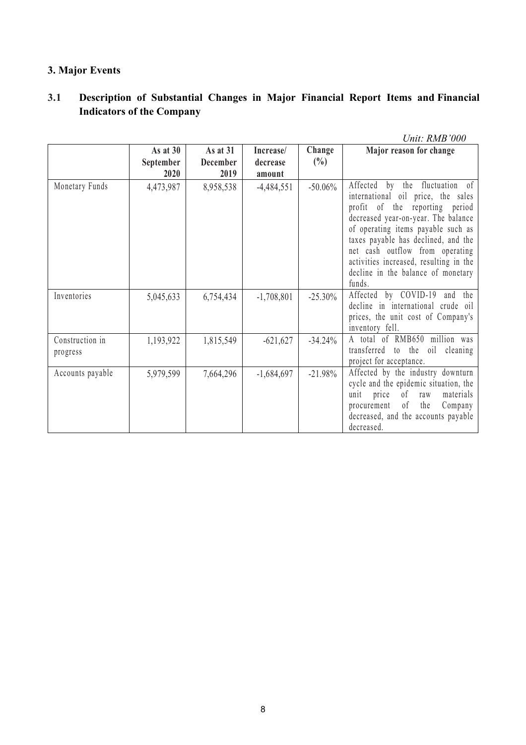## 3. Major Events

### 3.1 Description of Substantial Changes in Major Financial Report Items and Financial Indicators of the Company

*Unit: RMB'000*

| | As at 30 September 2020 | As at 31 December 2019 | Increase/ decrease amount | Change (%) | Major reason for change |
|---|---|---|---|---|---|
| Monetary Funds | 4,473,987 | 8,958,538 | -4,484,551 | -50.06% | Affected by the fluctuation of international oil price, the sales profit of the reporting period decreased year-on-year. The balance of operating items payable such as taxes payable has declined, and the net cash outflow from operating activities increased, resulting in the decline in the balance of monetary funds. |
| Inventories | 5,045,633 | 6,754,434 | -1,708,801 | -25.30% | Affected by COVID-19 and the decline in international crude oil prices, the unit cost of Company's inventory fell. |
| Construction in progress | 1,193,922 | 1,815,549 | -621,627 | -34.24% | A total of RMB650 million was transferred to the oil cleaning project for acceptance. |
| Accounts payable | 5,979,599 | 7,664,296 | -1,684,697 | -21.98% | Affected by the industry downturn cycle and the epidemic situation, the unit price of raw materials procurement of the Company decreased, and the accounts payable decreased. |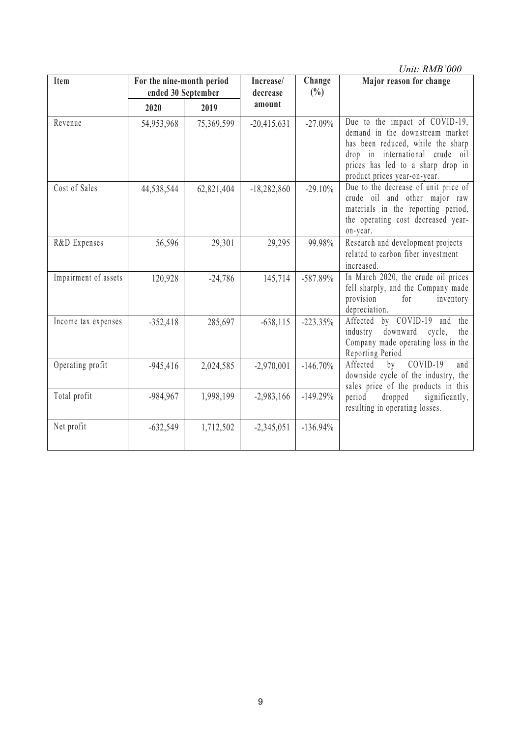*Unit: RMB'000*

| Item | For the nine-month period ended 30 September | | Increase/ decrease amount | Change (%) | Major reason for change |
|---|---|---|---|---|---|
| | 2020 | 2019 | | | |
| Revenue | 54,953,968 | 75,369,599 | -20,415,631 | -27.09% | Due to the impact of COVID-19, demand in the downstream market has been reduced, while the sharp drop in international crude oil prices has led to a sharp drop in product prices year-on-year. |
| Cost of Sales | 44,538,544 | 62,821,404 | -18,282,860 | -29.10% | Due to the decrease of unit price of crude oil and other major raw materials in the reporting period, the operating cost decreased year-on-year. |
| R&D Expenses | 56,596 | 29,301 | 29,295 | 99.98% | Research and development projects related to carbon fiber investment increased. |
| Impairment of assets | 120,928 | -24,786 | 145,714 | -587.89% | In March 2020, the crude oil prices fell sharply, and the Company made provision for inventory depreciation. |
| Income tax expenses | -352,418 | 285,697 | -638,115 | -223.35% | Affected by COVID-19 and the industry downward cycle, the Company made operating loss in the Reporting Period |
| Operating profit | -945,416 | 2,024,585 | -2,970,001 | -146.70% | Affected by COVID-19 and downside cycle of the industry, the sales price of the products in this period dropped significantly, resulting in operating losses. |
| Total profit | -984,967 | 1,998,199 | -2,983,166 | -149.29% | |
| Net profit | -632,549 | 1,712,502 | -2,345,051 | -136.94% | |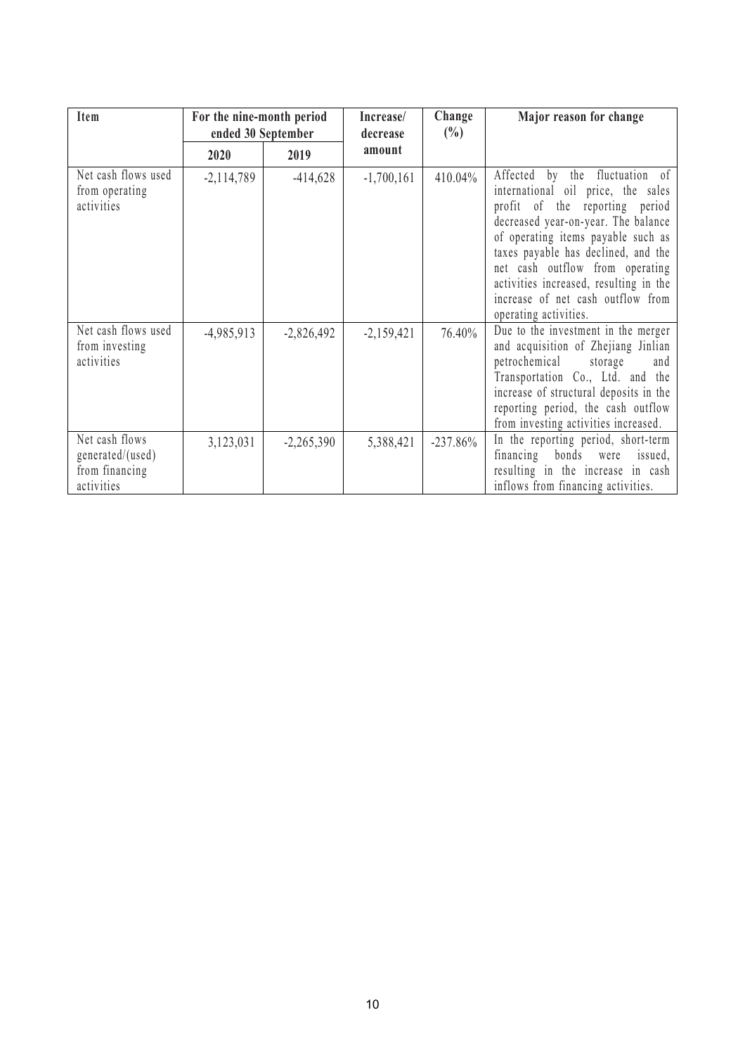| Item | For the nine-month period ended 30 September | | Increase/ decrease amount | Change (%) | Major reason for change |
|---|---|---|---|---|---|
| | 2020 | 2019 | | | |
| Net cash flows used from operating activities | -2,114,789 | -414,628 | -1,700,161 | 410.04% | Affected by the fluctuation of international oil price, the sales profit of the reporting period decreased year-on-year. The balance of operating items payable such as taxes payable has declined, and the net cash outflow from operating activities increased, resulting in the increase of net cash outflow from operating activities. |
| Net cash flows used from investing activities | -4,985,913 | -2,826,492 | -2,159,421 | 76.40% | Due to the investment in the merger and acquisition of Zhejiang Jinlian petrochemical storage and Transportation Co., Ltd. and the increase of structural deposits in the reporting period, the cash outflow from investing activities increased. |
| Net cash flows generated/(used) from financing activities | 3,123,031 | -2,265,390 | 5,388,421 | -237.86% | In the reporting period, short-term financing bonds were issued, resulting in the increase in cash inflows from financing activities. |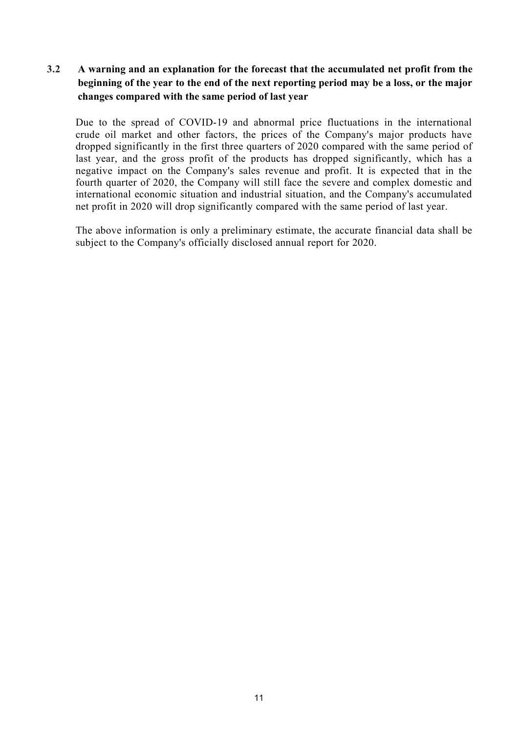### 3.2 A warning and an explanation for the forecast that the accumulated net profit from the beginning of the year to the end of the next reporting period may be a loss, or the major changes compared with the same period of last year

Due to the spread of COVID-19 and abnormal price fluctuations in the international crude oil market and other factors, the prices of the Company's major products have dropped significantly in the first three quarters of 2020 compared with the same period of last year, and the gross profit of the products has dropped significantly, which has a negative impact on the Company's sales revenue and profit. It is expected that in the fourth quarter of 2020, the Company will still face the severe and complex domestic and international economic situation and industrial situation, and the Company's accumulated net profit in 2020 will drop significantly compared with the same period of last year.

The above information is only a preliminary estimate, the accurate financial data shall be subject to the Company's officially disclosed annual report for 2020.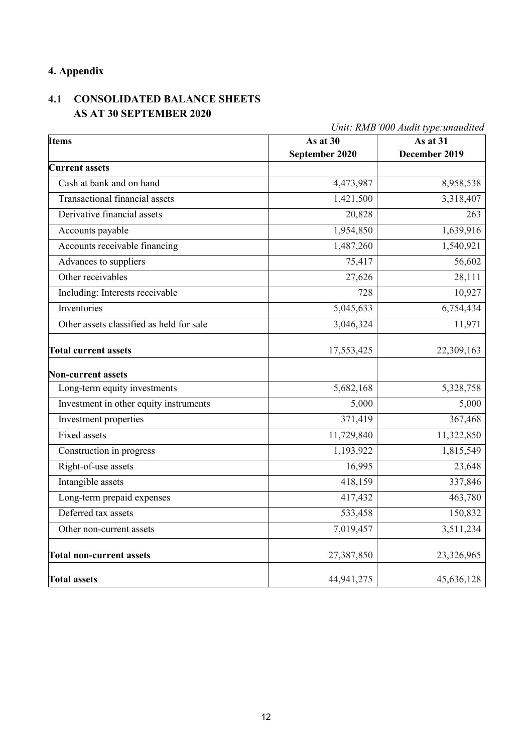## 4. Appendix

### 4.1 CONSOLIDATED BALANCE SHEETS AS AT 30 SEPTEMBER 2020

*Unit: RMB'000 Audit type:unaudited*

| Items | As at 30 September 2020 | As at 31 December 2019 |
|---|---|---|
| **Current assets** | | |
| Cash at bank and on hand | 4,473,987 | 8,958,538 |
| Transactional financial assets | 1,421,500 | 3,318,407 |
| Derivative financial assets | 20,828 | 263 |
| Accounts payable | 1,954,850 | 1,639,916 |
| Accounts receivable financing | 1,487,260 | 1,540,921 |
| Advances to suppliers | 75,417 | 56,602 |
| Other receivables | 27,626 | 28,111 |
| Including: Interests receivable | 728 | 10,927 |
| Inventories | 5,045,633 | 6,754,434 |
| Other assets classified as held for sale | 3,046,324 | 11,971 |
| **Total current assets** | 17,553,425 | 22,309,163 |
| **Non-current assets** | | |
| Long-term equity investments | 5,682,168 | 5,328,758 |
| Investment in other equity instruments | 5,000 | 5,000 |
| Investment properties | 371,419 | 367,468 |
| Fixed assets | 11,729,840 | 11,322,850 |
| Construction in progress | 1,193,922 | 1,815,549 |
| Right-of-use assets | 16,995 | 23,648 |
| Intangible assets | 418,159 | 337,846 |
| Long-term prepaid expenses | 417,432 | 463,780 |
| Deferred tax assets | 533,458 | 150,832 |
| Other non-current assets | 7,019,457 | 3,511,234 |
| **Total non-current assets** | 27,387,850 | 23,326,965 |
| **Total assets** | 44,941,275 | 45,636,128 |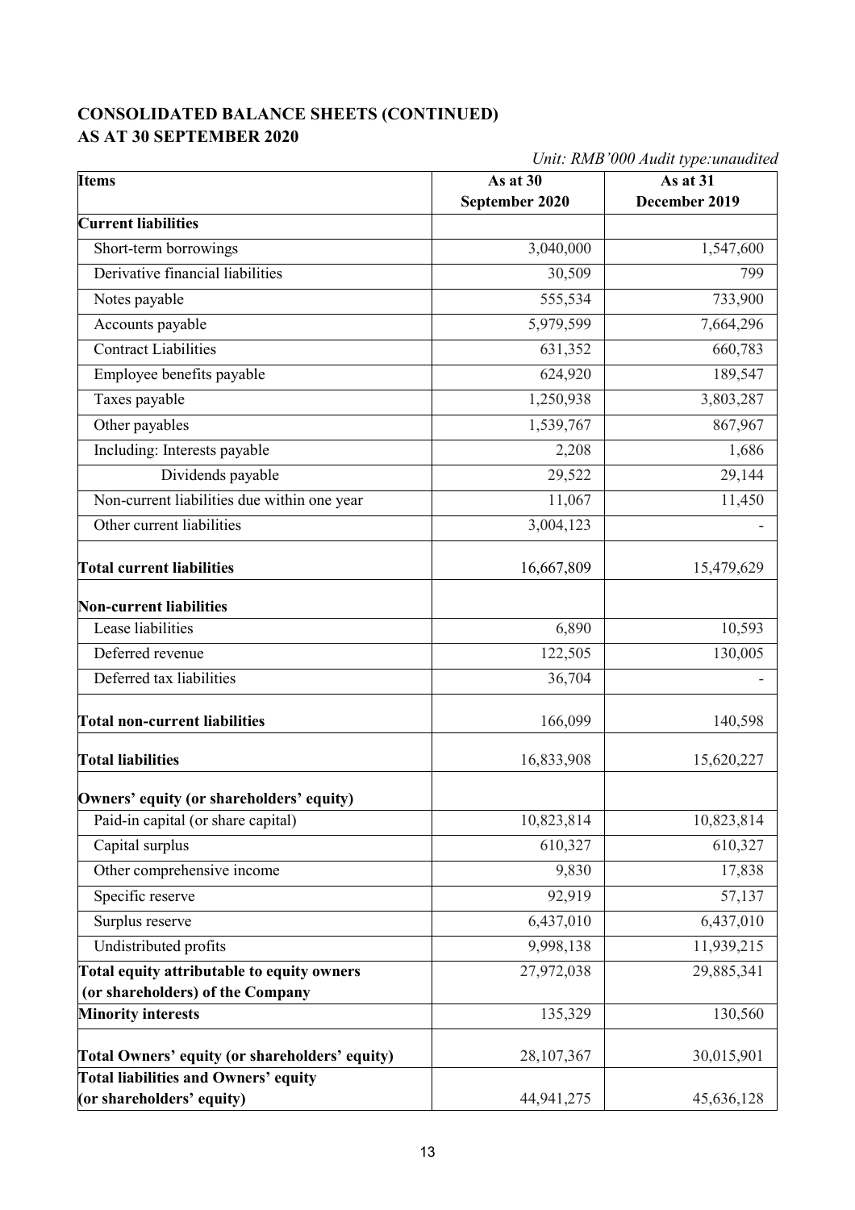## CONSOLIDATED BALANCE SHEETS (CONTINUED)
## AS AT 30 SEPTEMBER 2020

*Unit: RMB'000 Audit type:unaudited*

| Items | As at 30 September 2020 | As at 31 December 2019 |
|---|---|---|
| **Current liabilities** | | |
| Short-term borrowings | 3,040,000 | 1,547,600 |
| Derivative financial liabilities | 30,509 | 799 |
| Notes payable | 555,534 | 733,900 |
| Accounts payable | 5,979,599 | 7,664,296 |
| Contract Liabilities | 631,352 | 660,783 |
| Employee benefits payable | 624,920 | 189,547 |
| Taxes payable | 1,250,938 | 3,803,287 |
| Other payables | 1,539,767 | 867,967 |
| Including: Interests payable | 2,208 | 1,686 |
| Dividends payable | 29,522 | 29,144 |
| Non-current liabilities due within one year | 11,067 | 11,450 |
| Other current liabilities | 3,004,123 | - |
| **Total current liabilities** | 16,667,809 | 15,479,629 |
| **Non-current liabilities** | | |
| Lease liabilities | 6,890 | 10,593 |
| Deferred revenue | 122,505 | 130,005 |
| Deferred tax liabilities | 36,704 | - |
| **Total non-current liabilities** | 166,099 | 140,598 |
| **Total liabilities** | 16,833,908 | 15,620,227 |
| **Owners' equity (or shareholders' equity)** | | |
| Paid-in capital (or share capital) | 10,823,814 | 10,823,814 |
| Capital surplus | 610,327 | 610,327 |
| Other comprehensive income | 9,830 | 17,838 |
| Specific reserve | 92,919 | 57,137 |
| Surplus reserve | 6,437,010 | 6,437,010 |
| Undistributed profits | 9,998,138 | 11,939,215 |
| **Total equity attributable to equity owners (or shareholders) of the Company** | 27,972,038 | 29,885,341 |
| **Minority interests** | 135,329 | 130,560 |
| **Total Owners' equity (or shareholders' equity)** | 28,107,367 | 30,015,901 |
| **Total liabilities and Owners' equity (or shareholders' equity)** | 44,941,275 | 45,636,128 |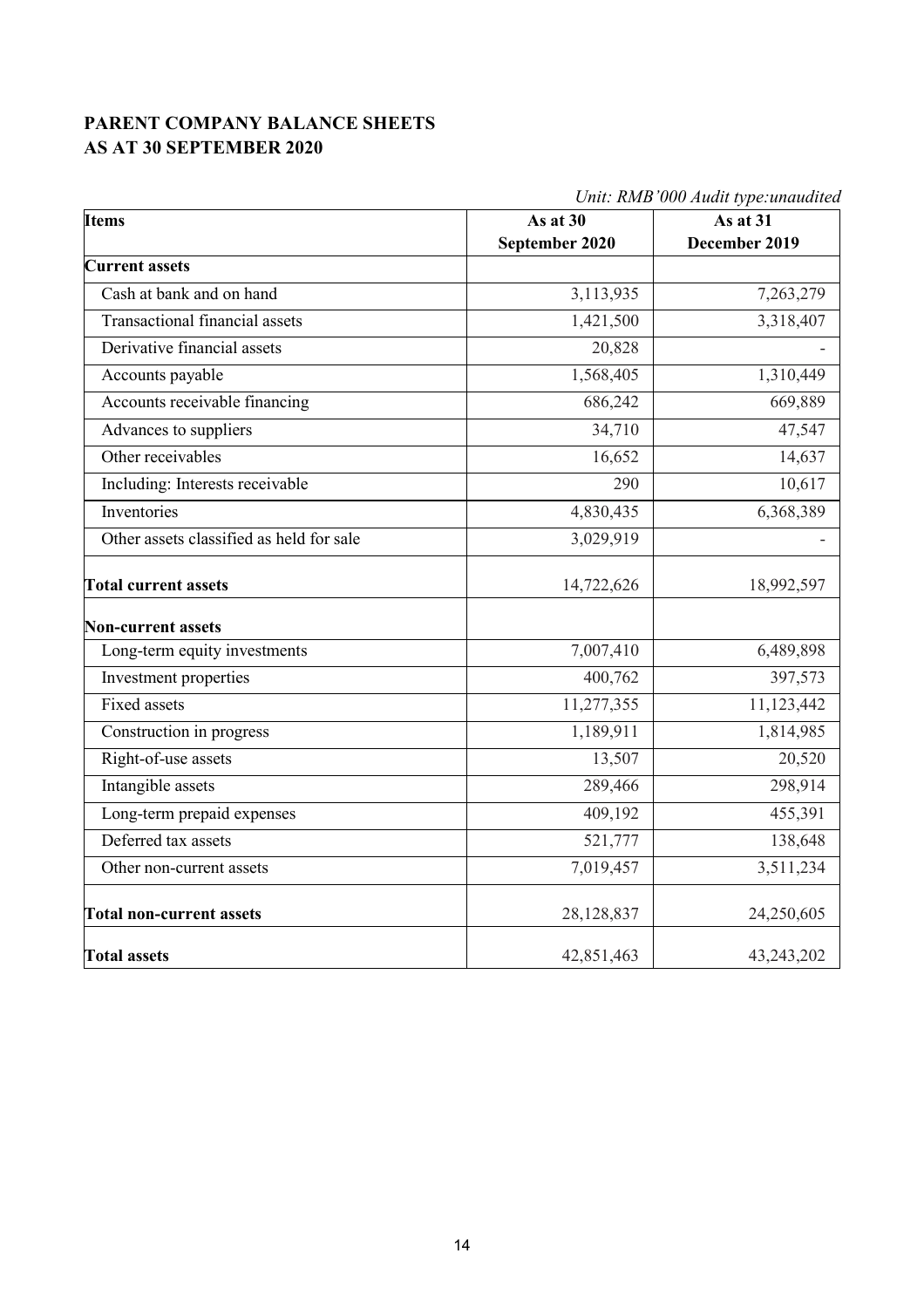## PARENT COMPANY BALANCE SHEETS
## AS AT 30 SEPTEMBER 2020

*Unit: RMB'000 Audit type:unaudited*

| Items | As at 30 September 2020 | As at 31 December 2019 |
|---|---|---|
| **Current assets** | | |
| Cash at bank and on hand | 3,113,935 | 7,263,279 |
| Transactional financial assets | 1,421,500 | 3,318,407 |
| Derivative financial assets | 20,828 | - |
| Accounts payable | 1,568,405 | 1,310,449 |
| Accounts receivable financing | 686,242 | 669,889 |
| Advances to suppliers | 34,710 | 47,547 |
| Other receivables | 16,652 | 14,637 |
| Including: Interests receivable | 290 | 10,617 |
| Inventories | 4,830,435 | 6,368,389 |
| Other assets classified as held for sale | 3,029,919 | - |
| **Total current assets** | 14,722,626 | 18,992,597 |
| **Non-current assets** | | |
| Long-term equity investments | 7,007,410 | 6,489,898 |
| Investment properties | 400,762 | 397,573 |
| Fixed assets | 11,277,355 | 11,123,442 |
| Construction in progress | 1,189,911 | 1,814,985 |
| Right-of-use assets | 13,507 | 20,520 |
| Intangible assets | 289,466 | 298,914 |
| Long-term prepaid expenses | 409,192 | 455,391 |
| Deferred tax assets | 521,777 | 138,648 |
| Other non-current assets | 7,019,457 | 3,511,234 |
| **Total non-current assets** | 28,128,837 | 24,250,605 |
| **Total assets** | 42,851,463 | 43,243,202 |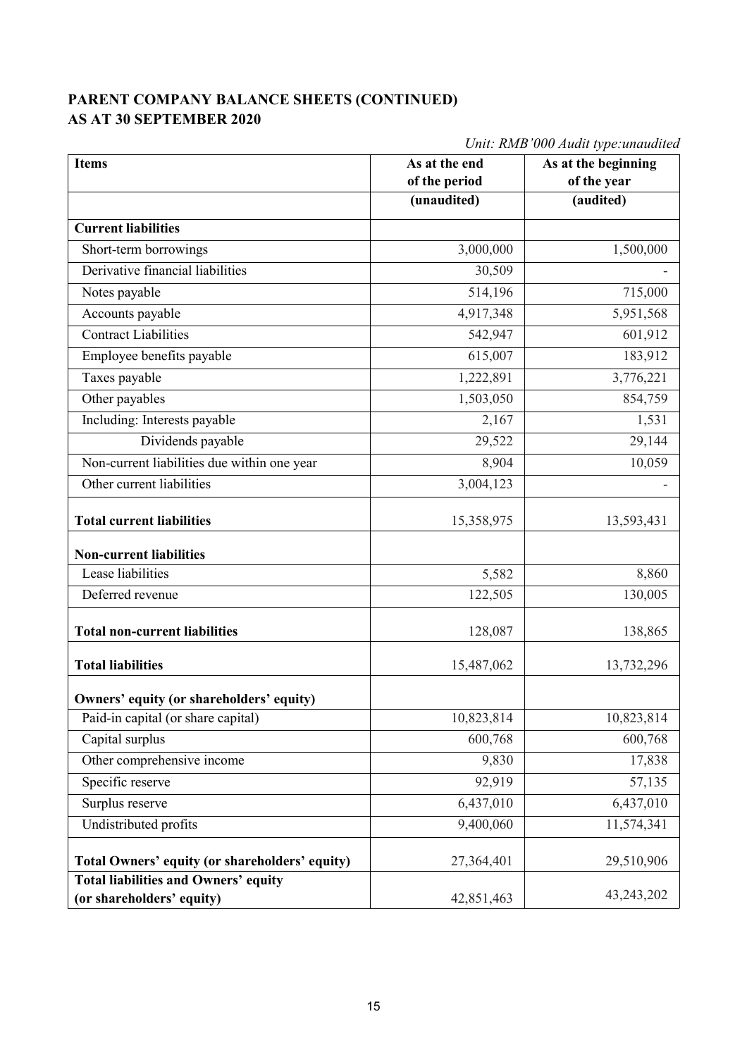## PARENT COMPANY BALANCE SHEETS (CONTINUED)
## AS AT 30 SEPTEMBER 2020

*Unit: RMB'000 Audit type:unaudited*

| Items | As at the end of the period | As at the beginning of the year |
|---|---|---|
| | (unaudited) | (audited) |
| **Current liabilities** | | |
| Short-term borrowings | 3,000,000 | 1,500,000 |
| Derivative financial liabilities | 30,509 | - |
| Notes payable | 514,196 | 715,000 |
| Accounts payable | 4,917,348 | 5,951,568 |
| Contract Liabilities | 542,947 | 601,912 |
| Employee benefits payable | 615,007 | 183,912 |
| Taxes payable | 1,222,891 | 3,776,221 |
| Other payables | 1,503,050 | 854,759 |
| Including: Interests payable | 2,167 | 1,531 |
| Dividends payable | 29,522 | 29,144 |
| Non-current liabilities due within one year | 8,904 | 10,059 |
| Other current liabilities | 3,004,123 | - |
| **Total current liabilities** | 15,358,975 | 13,593,431 |
| **Non-current liabilities** | | |
| Lease liabilities | 5,582 | 8,860 |
| Deferred revenue | 122,505 | 130,005 |
| **Total non-current liabilities** | 128,087 | 138,865 |
| **Total liabilities** | 15,487,062 | 13,732,296 |
| **Owners' equity (or shareholders' equity)** | | |
| Paid-in capital (or share capital) | 10,823,814 | 10,823,814 |
| Capital surplus | 600,768 | 600,768 |
| Other comprehensive income | 9,830 | 17,838 |
| Specific reserve | 92,919 | 57,135 |
| Surplus reserve | 6,437,010 | 6,437,010 |
| Undistributed profits | 9,400,060 | 11,574,341 |
| **Total Owners' equity (or shareholders' equity)** | 27,364,401 | 29,510,906 |
| **Total liabilities and Owners' equity (or shareholders' equity)** | 42,851,463 | 43,243,202 |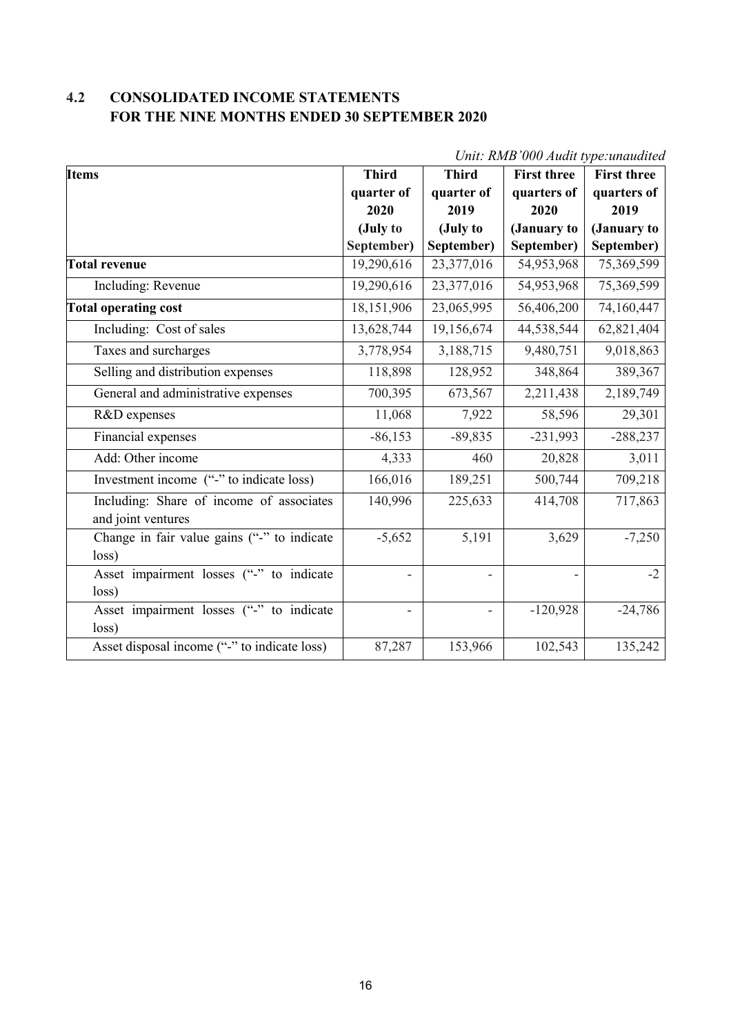## 4.2 CONSOLIDATED INCOME STATEMENTS FOR THE NINE MONTHS ENDED 30 SEPTEMBER 2020

*Unit: RMB'000 Audit type:unaudited*

| Items | Third quarter of 2020 (July to September) | Third quarter of 2019 (July to September) | First three quarters of 2020 (January to September) | First three quarters of 2019 (January to September) |
|---|---|---|---|---|
| **Total revenue** | 19,290,616 | 23,377,016 | 54,953,968 | 75,369,599 |
| Including: Revenue | 19,290,616 | 23,377,016 | 54,953,968 | 75,369,599 |
| **Total operating cost** | 18,151,906 | 23,065,995 | 56,406,200 | 74,160,447 |
| Including: Cost of sales | 13,628,744 | 19,156,674 | 44,538,544 | 62,821,404 |
| Taxes and surcharges | 3,778,954 | 3,188,715 | 9,480,751 | 9,018,863 |
| Selling and distribution expenses | 118,898 | 128,952 | 348,864 | 389,367 |
| General and administrative expenses | 700,395 | 673,567 | 2,211,438 | 2,189,749 |
| R&D expenses | 11,068 | 7,922 | 58,596 | 29,301 |
| Financial expenses | -86,153 | -89,835 | -231,993 | -288,237 |
| Add: Other income | 4,333 | 460 | 20,828 | 3,011 |
| Investment income ("-" to indicate loss) | 166,016 | 189,251 | 500,744 | 709,218 |
| Including: Share of income of associates and joint ventures | 140,996 | 225,633 | 414,708 | 717,863 |
| Change in fair value gains ("-" to indicate loss) | -5,652 | 5,191 | 3,629 | -7,250 |
| Asset impairment losses ("-" to indicate loss) | - | - | - | -2 |
| Asset impairment losses ("-" to indicate loss) | - | - | -120,928 | -24,786 |
| Asset disposal income ("-" to indicate loss) | 87,287 | 153,966 | 102,543 | 135,242 |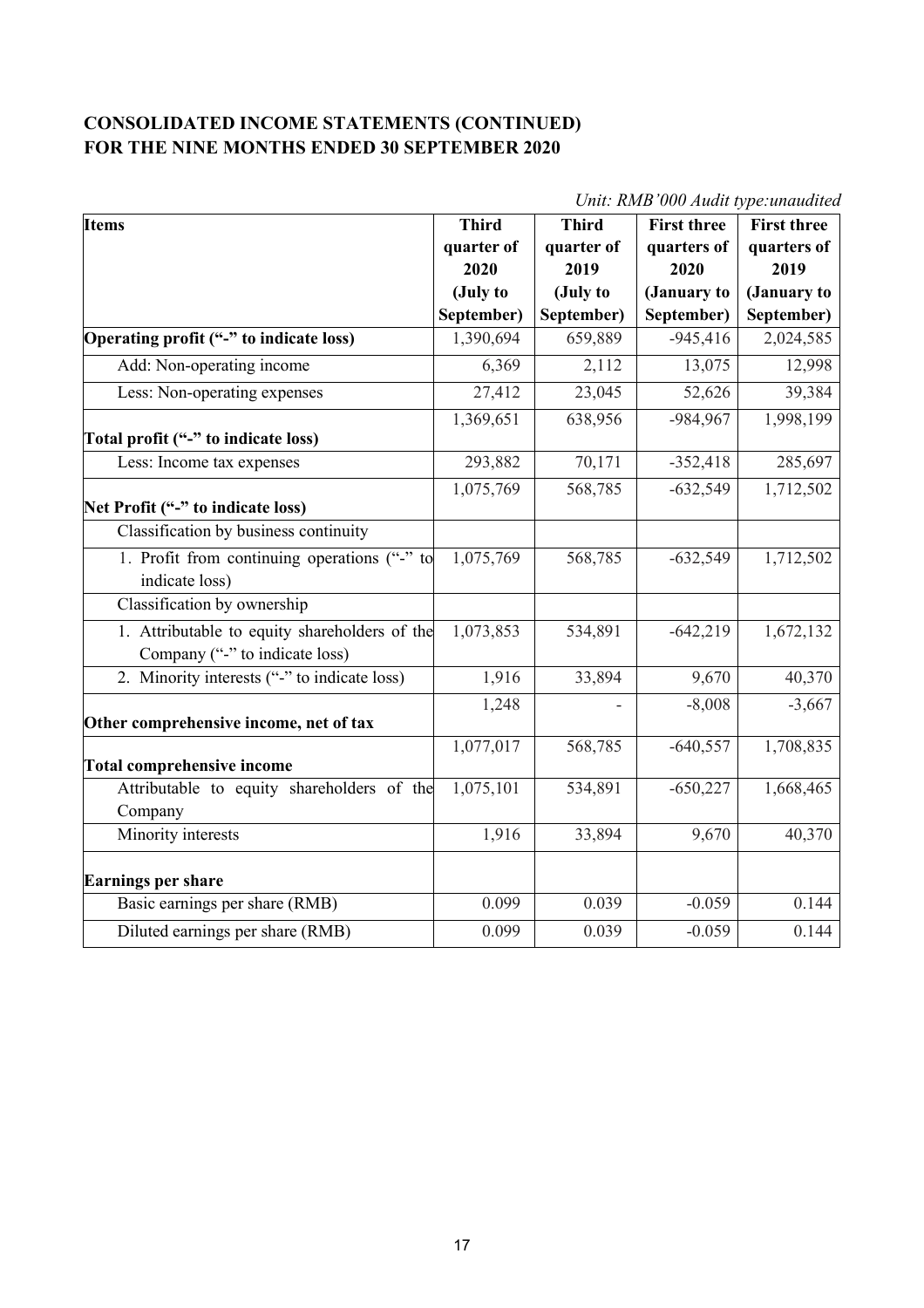**CONSOLIDATED INCOME STATEMENTS (CONTINUED)**
**FOR THE NINE MONTHS ENDED 30 SEPTEMBER 2020**

*Unit: RMB'000 Audit type:unaudited*

| Items | Third quarter of 2020 (July to September) | Third quarter of 2019 (July to September) | First three quarters of 2020 (January to September) | First three quarters of 2019 (January to September) |
|---|---|---|---|---|
| **Operating profit ("-" to indicate loss)** | 1,390,694 | 659,889 | -945,416 | 2,024,585 |
| Add: Non-operating income | 6,369 | 2,112 | 13,075 | 12,998 |
| Less: Non-operating expenses | 27,412 | 23,045 | 52,626 | 39,384 |
| **Total profit ("-" to indicate loss)** | 1,369,651 | 638,956 | -984,967 | 1,998,199 |
| Less: Income tax expenses | 293,882 | 70,171 | -352,418 | 285,697 |
| **Net Profit ("-" to indicate loss)** | 1,075,769 | 568,785 | -632,549 | 1,712,502 |
| Classification by business continuity | | | | |
| 1. Profit from continuing operations ("-" to indicate loss) | 1,075,769 | 568,785 | -632,549 | 1,712,502 |
| Classification by ownership | | | | |
| 1. Attributable to equity shareholders of the Company ("-" to indicate loss) | 1,073,853 | 534,891 | -642,219 | 1,672,132 |
| 2. Minority interests ("-" to indicate loss) | 1,916 | 33,894 | 9,670 | 40,370 |
| **Other comprehensive income, net of tax** | 1,248 | - | -8,008 | -3,667 |
| **Total comprehensive income** | 1,077,017 | 568,785 | -640,557 | 1,708,835 |
| Attributable to equity shareholders of the Company | 1,075,101 | 534,891 | -650,227 | 1,668,465 |
| Minority interests | 1,916 | 33,894 | 9,670 | 40,370 |
| **Earnings per share** | | | | |
| Basic earnings per share (RMB) | 0.099 | 0.039 | -0.059 | 0.144 |
| Diluted earnings per share (RMB) | 0.099 | 0.039 | -0.059 | 0.144 |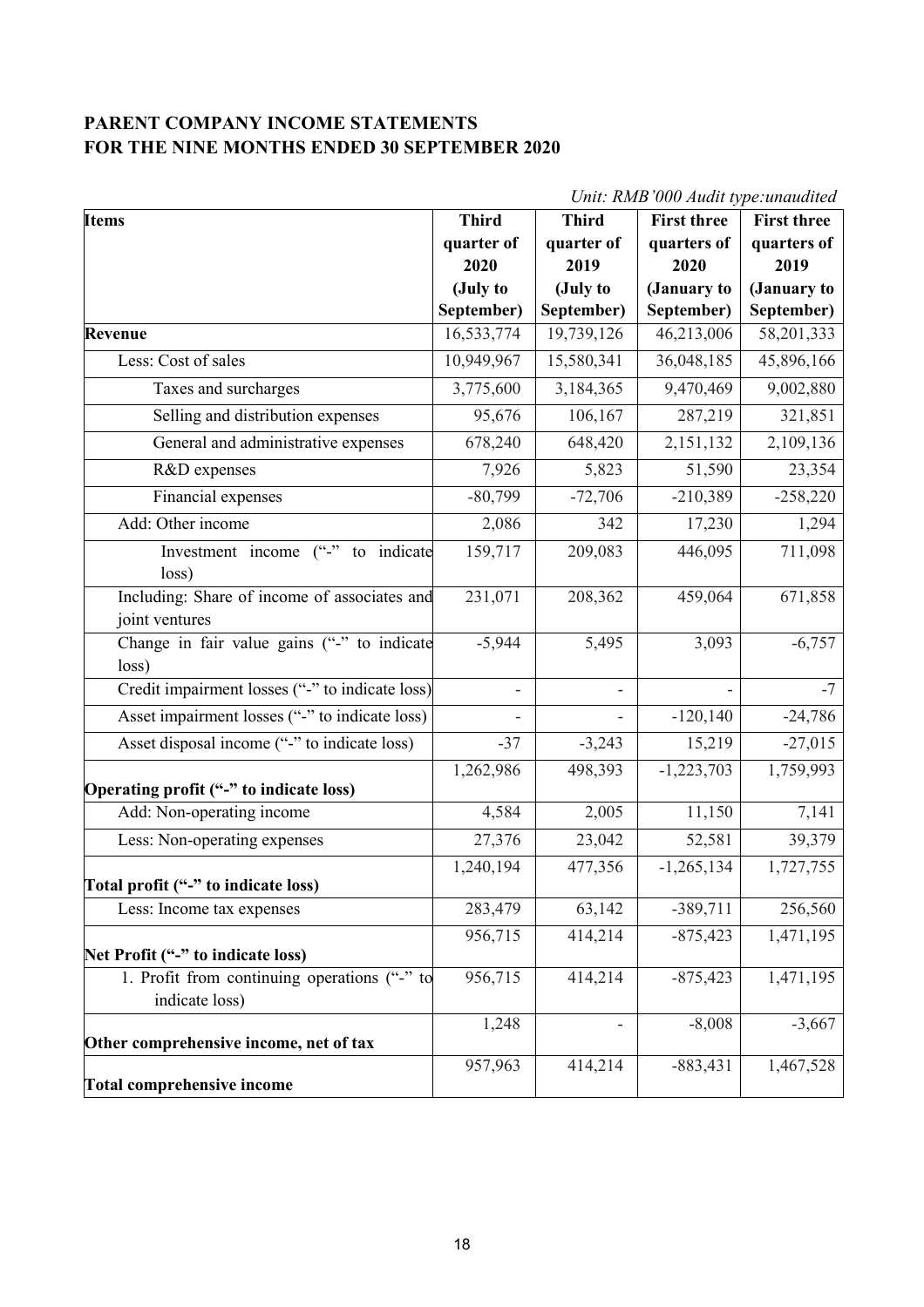**PARENT COMPANY INCOME STATEMENTS**
**FOR THE NINE MONTHS ENDED 30 SEPTEMBER 2020**

*Unit: RMB'000 Audit type:unaudited*

| Items | Third quarter of 2020 (July to September) | Third quarter of 2019 (July to September) | First three quarters of 2020 (January to September) | First three quarters of 2019 (January to September) |
|---|---|---|---|---|
| **Revenue** | 16,533,774 | 19,739,126 | 46,213,006 | 58,201,333 |
| Less: Cost of sales | 10,949,967 | 15,580,341 | 36,048,185 | 45,896,166 |
| Taxes and surcharges | 3,775,600 | 3,184,365 | 9,470,469 | 9,002,880 |
| Selling and distribution expenses | 95,676 | 106,167 | 287,219 | 321,851 |
| General and administrative expenses | 678,240 | 648,420 | 2,151,132 | 2,109,136 |
| R&D expenses | 7,926 | 5,823 | 51,590 | 23,354 |
| Financial expenses | -80,799 | -72,706 | -210,389 | -258,220 |
| Add: Other income | 2,086 | 342 | 17,230 | 1,294 |
| Investment income ("-" to indicate loss) | 159,717 | 209,083 | 446,095 | 711,098 |
| Including: Share of income of associates and joint ventures | 231,071 | 208,362 | 459,064 | 671,858 |
| Change in fair value gains ("-" to indicate loss) | -5,944 | 5,495 | 3,093 | -6,757 |
| Credit impairment losses ("-" to indicate loss) | - | - | - | -7 |
| Asset impairment losses ("-" to indicate loss) | - | - | -120,140 | -24,786 |
| Asset disposal income ("-" to indicate loss) | -37 | -3,243 | 15,219 | -27,015 |
| **Operating profit ("-" to indicate loss)** | 1,262,986 | 498,393 | -1,223,703 | 1,759,993 |
| Add: Non-operating income | 4,584 | 2,005 | 11,150 | 7,141 |
| Less: Non-operating expenses | 27,376 | 23,042 | 52,581 | 39,379 |
| **Total profit ("-" to indicate loss)** | 1,240,194 | 477,356 | -1,265,134 | 1,727,755 |
| Less: Income tax expenses | 283,479 | 63,142 | -389,711 | 256,560 |
| **Net Profit ("-" to indicate loss)** | 956,715 | 414,214 | -875,423 | 1,471,195 |
| 1. Profit from continuing operations ("-" to indicate loss) | 956,715 | 414,214 | -875,423 | 1,471,195 |
| **Other comprehensive income, net of tax** | 1,248 | - | -8,008 | -3,667 |
| **Total comprehensive income** | 957,963 | 414,214 | -883,431 | 1,467,528 |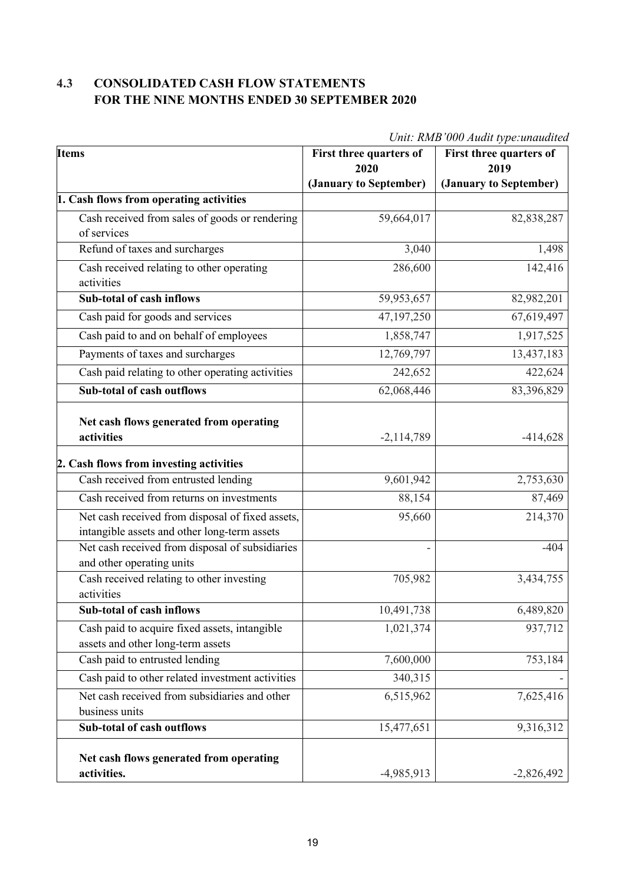## 4.3 CONSOLIDATED CASH FLOW STATEMENTS FOR THE NINE MONTHS ENDED 30 SEPTEMBER 2020

*Unit: RMB'000 Audit type:unaudited*

| Items | First three quarters of 2020 (January to September) | First three quarters of 2019 (January to September) |
|---|---|---|
| **1. Cash flows from operating activities** | | |
| Cash received from sales of goods or rendering of services | 59,664,017 | 82,838,287 |
| Refund of taxes and surcharges | 3,040 | 1,498 |
| Cash received relating to other operating activities | 286,600 | 142,416 |
| **Sub-total of cash inflows** | 59,953,657 | 82,982,201 |
| Cash paid for goods and services | 47,197,250 | 67,619,497 |
| Cash paid to and on behalf of employees | 1,858,747 | 1,917,525 |
| Payments of taxes and surcharges | 12,769,797 | 13,437,183 |
| Cash paid relating to other operating activities | 242,652 | 422,624 |
| **Sub-total of cash outflows** | 62,068,446 | 83,396,829 |
| **Net cash flows generated from operating activities** | -2,114,789 | -414,628 |
| **2. Cash flows from investing activities** | | |
| Cash received from entrusted lending | 9,601,942 | 2,753,630 |
| Cash received from returns on investments | 88,154 | 87,469 |
| Net cash received from disposal of fixed assets, intangible assets and other long-term assets | 95,660 | 214,370 |
| Net cash received from disposal of subsidiaries and other operating units | - | -404 |
| Cash received relating to other investing activities | 705,982 | 3,434,755 |
| **Sub-total of cash inflows** | 10,491,738 | 6,489,820 |
| Cash paid to acquire fixed assets, intangible assets and other long-term assets | 1,021,374 | 937,712 |
| Cash paid to entrusted lending | 7,600,000 | 753,184 |
| Cash paid to other related investment activities | 340,315 | - |
| Net cash received from subsidiaries and other business units | 6,515,962 | 7,625,416 |
| **Sub-total of cash outflows** | 15,477,651 | 9,316,312 |
| **Net cash flows generated from operating activities.** | -4,985,913 | -2,826,492 |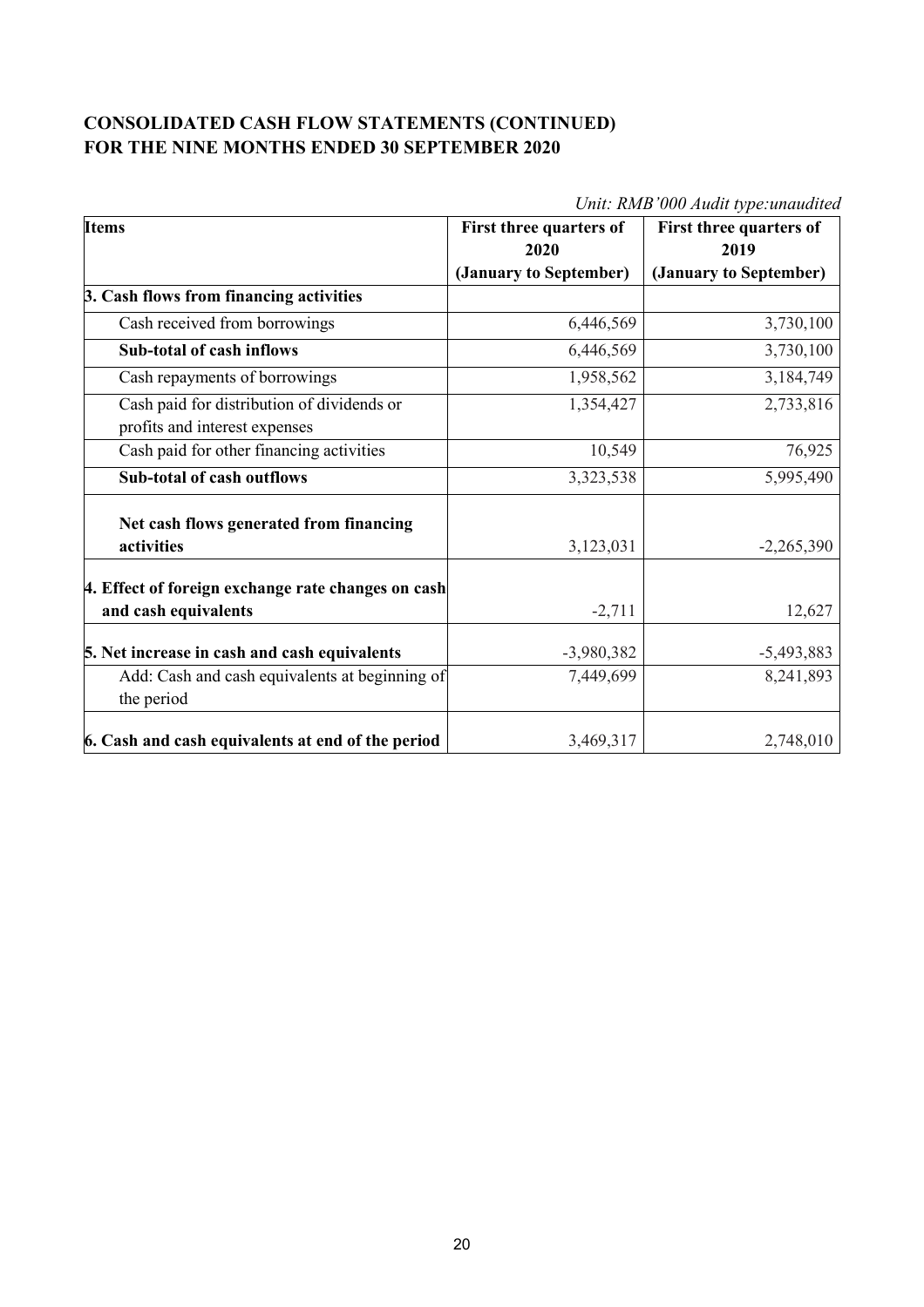## CONSOLIDATED CASH FLOW STATEMENTS (CONTINUED)
## FOR THE NINE MONTHS ENDED 30 SEPTEMBER 2020

*Unit: RMB'000 Audit type:unaudited*

| Items | First three quarters of 2020 (January to September) | First three quarters of 2019 (January to September) |
|---|---|---|
| **3. Cash flows from financing activities** | | |
| Cash received from borrowings | 6,446,569 | 3,730,100 |
| **Sub-total of cash inflows** | 6,446,569 | 3,730,100 |
| Cash repayments of borrowings | 1,958,562 | 3,184,749 |
| Cash paid for distribution of dividends or profits and interest expenses | 1,354,427 | 2,733,816 |
| Cash paid for other financing activities | 10,549 | 76,925 |
| **Sub-total of cash outflows** | 3,323,538 | 5,995,490 |
| **Net cash flows generated from financing activities** | 3,123,031 | -2,265,390 |
| **4. Effect of foreign exchange rate changes on cash and cash equivalents** | -2,711 | 12,627 |
| **5. Net increase in cash and cash equivalents** | -3,980,382 | -5,493,883 |
| Add: Cash and cash equivalents at beginning of the period | 7,449,699 | 8,241,893 |
| **6. Cash and cash equivalents at end of the period** | 3,469,317 | 2,748,010 |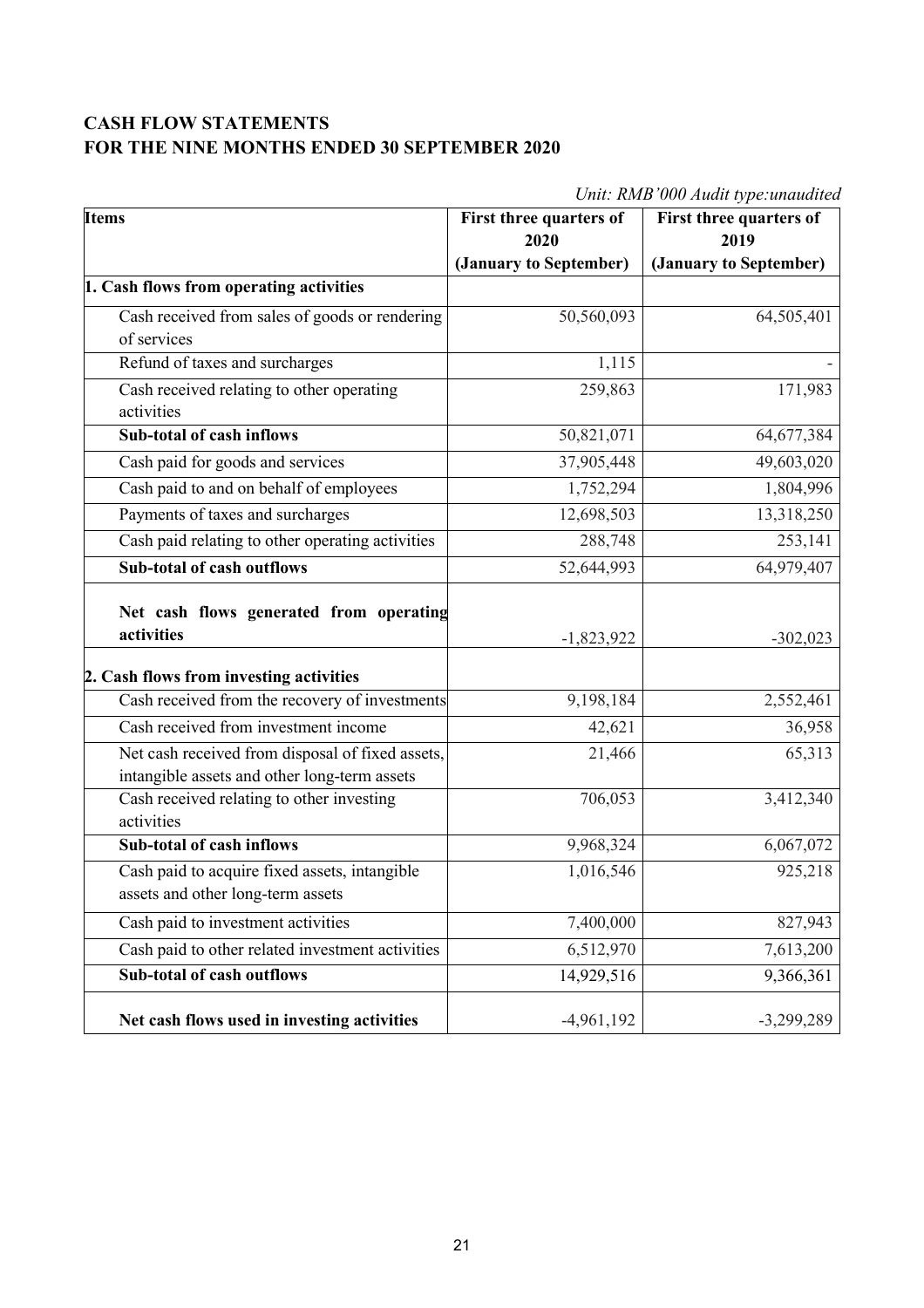## CASH FLOW STATEMENTS
## FOR THE NINE MONTHS ENDED 30 SEPTEMBER 2020

*Unit: RMB'000 Audit type:unaudited*

| Items | First three quarters of 2020 (January to September) | First three quarters of 2019 (January to September) |
|---|---|---|
| **1. Cash flows from operating activities** | | |
| Cash received from sales of goods or rendering of services | 50,560,093 | 64,505,401 |
| Refund of taxes and surcharges | 1,115 | - |
| Cash received relating to other operating activities | 259,863 | 171,983 |
| **Sub-total of cash inflows** | 50,821,071 | 64,677,384 |
| Cash paid for goods and services | 37,905,448 | 49,603,020 |
| Cash paid to and on behalf of employees | 1,752,294 | 1,804,996 |
| Payments of taxes and surcharges | 12,698,503 | 13,318,250 |
| Cash paid relating to other operating activities | 288,748 | 253,141 |
| **Sub-total of cash outflows** | 52,644,993 | 64,979,407 |
| **Net cash flows generated from operating activities** | -1,823,922 | -302,023 |
| **2. Cash flows from investing activities** | | |
| Cash received from the recovery of investments | 9,198,184 | 2,552,461 |
| Cash received from investment income | 42,621 | 36,958 |
| Net cash received from disposal of fixed assets, intangible assets and other long-term assets | 21,466 | 65,313 |
| Cash received relating to other investing activities | 706,053 | 3,412,340 |
| **Sub-total of cash inflows** | 9,968,324 | 6,067,072 |
| Cash paid to acquire fixed assets, intangible assets and other long-term assets | 1,016,546 | 925,218 |
| Cash paid to investment activities | 7,400,000 | 827,943 |
| Cash paid to other related investment activities | 6,512,970 | 7,613,200 |
| **Sub-total of cash outflows** | 14,929,516 | 9,366,361 |
| **Net cash flows used in investing activities** | -4,961,192 | -3,299,289 |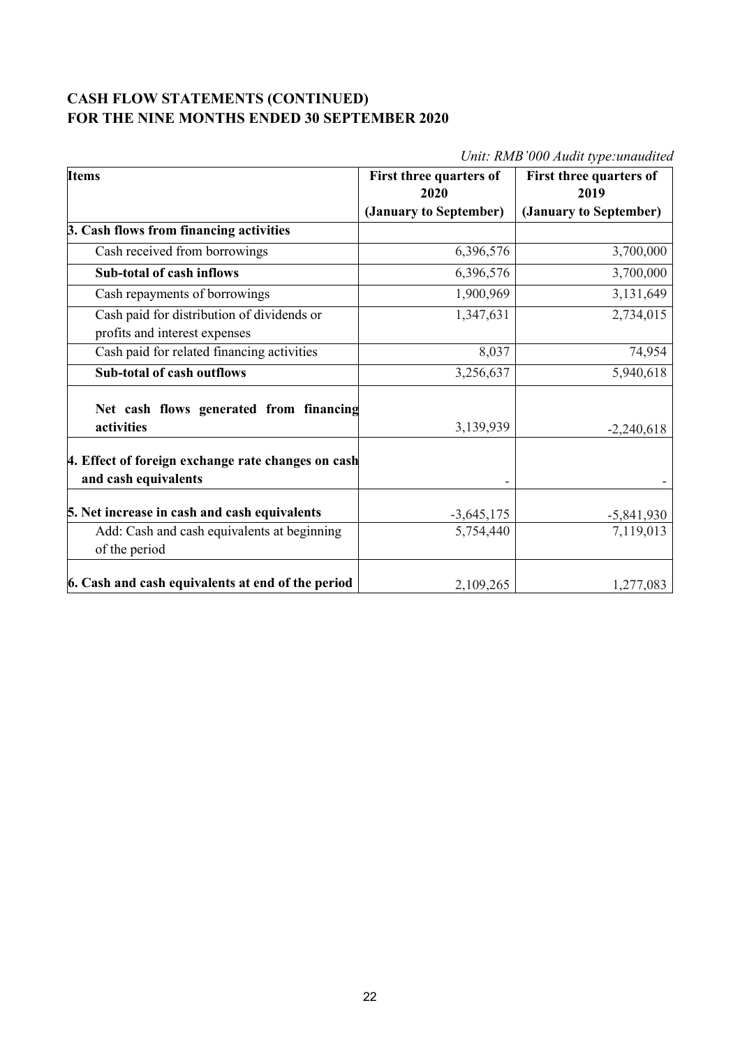**CASH FLOW STATEMENTS (CONTINUED)**
**FOR THE NINE MONTHS ENDED 30 SEPTEMBER 2020**

*Unit: RMB'000 Audit type:unaudited*

| Items | First three quarters of 2020 (January to September) | First three quarters of 2019 (January to September) |
|---|---|---|
| **3. Cash flows from financing activities** | | |
| Cash received from borrowings | 6,396,576 | 3,700,000 |
| **Sub-total of cash inflows** | 6,396,576 | 3,700,000 |
| Cash repayments of borrowings | 1,900,969 | 3,131,649 |
| Cash paid for distribution of dividends or profits and interest expenses | 1,347,631 | 2,734,015 |
| Cash paid for related financing activities | 8,037 | 74,954 |
| **Sub-total of cash outflows** | 3,256,637 | 5,940,618 |
| **Net cash flows generated from financing activities** | 3,139,939 | -2,240,618 |
| **4. Effect of foreign exchange rate changes on cash and cash equivalents** | - | - |
| **5. Net increase in cash and cash equivalents** | -3,645,175 | -5,841,930 |
| Add: Cash and cash equivalents at beginning of the period | 5,754,440 | 7,119,013 |
| **6. Cash and cash equivalents at end of the period** | 2,109,265 | 1,277,083 |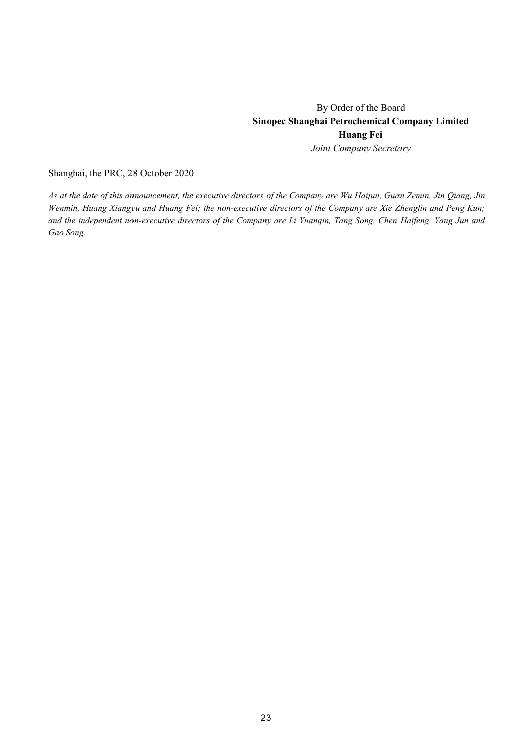By Order of the Board

**Sinopec Shanghai Petrochemical Company Limited**

**Huang Fei**

*Joint Company Secretary*

Shanghai, the PRC, 28 October 2020

*As at the date of this announcement, the executive directors of the Company are Wu Haijun, Guan Zemin, Jin Qiang, Jin Wenmin, Huang Xiangyu and Huang Fei; the non-executive directors of the Company are Xie Zhenglin and Peng Kun; and the independent non-executive directors of the Company are Li Yuanqin, Tang Song, Chen Haifeng, Yang Jun and Gao Song.*